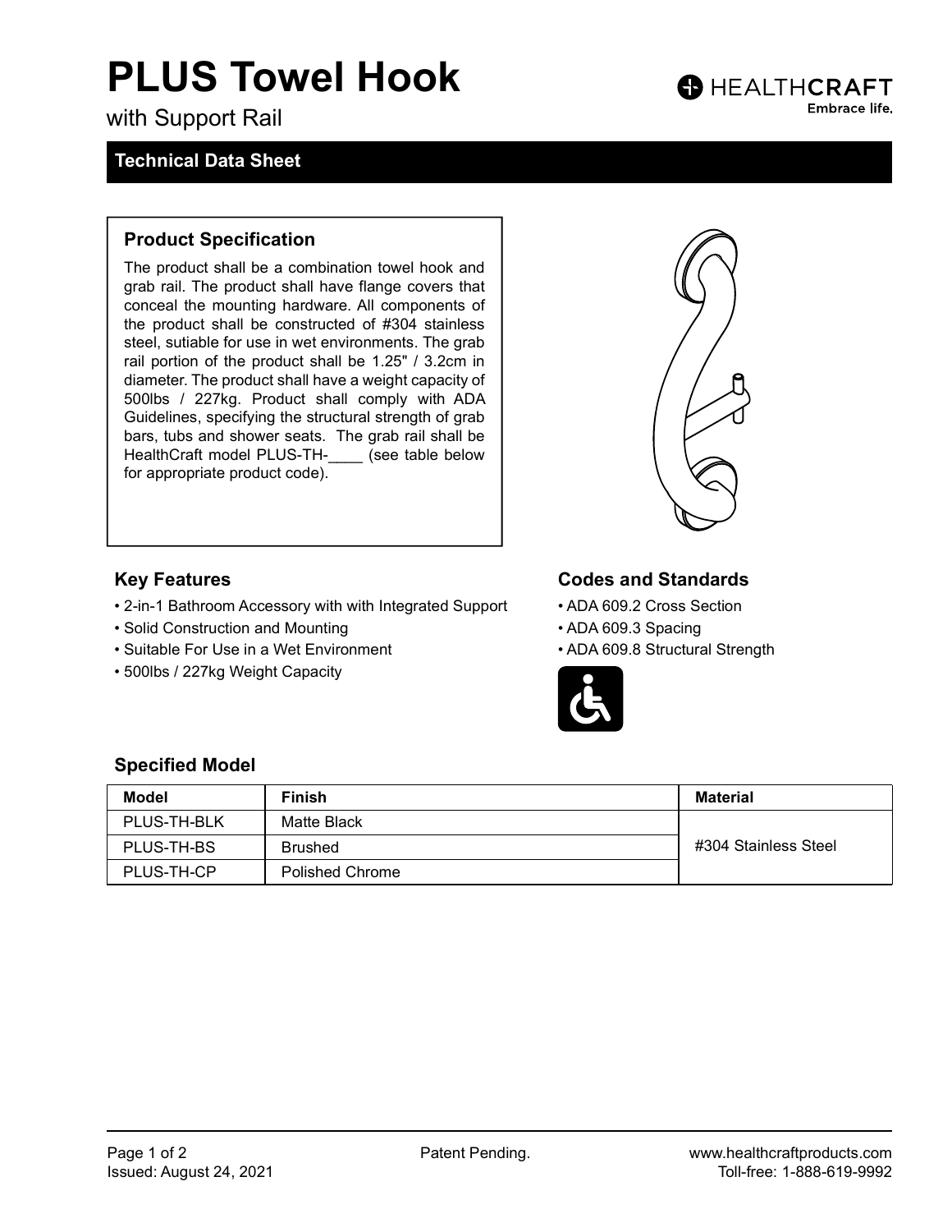# PLUS Towel Hook

with Support Rail

HEALTHCRAFT
Embrace life.

## Technical Data Sheet

### Product Specification

The product shall be a combination towel hook and grab rail. The product shall have flange covers that conceal the mounting hardware. All components of the product shall be constructed of #304 stainless steel, sutiable for use in wet environments. The grab rail portion of the product shall be 1.25" / 3.2cm in diameter. The product shall have a weight capacity of 500lbs / 227kg. Product shall comply with ADA Guidelines, specifying the structural strength of grab bars, tubs and shower seats. The grab rail shall be HealthCraft model PLUS-TH-____ (see table below for appropriate product code).

### Key Features

- 2-in-1 Bathroom Accessory with with Integrated Support
- Solid Construction and Mounting
- Suitable For Use in a Wet Environment
- 500lbs / 227kg Weight Capacity

### Codes and Standards

- ADA 609.2 Cross Section
- ADA 609.3 Spacing
- ADA 609.8 Structural Strength

### Specified Model

| Model | Finish | Material |
|---|---|---|
| PLUS-TH-BLK | Matte Black | #304 Stainless Steel |
| PLUS-TH-BS | Brushed | |
| PLUS-TH-CP | Polished Chrome | |

Issued: August 24, 2021

Patent Pending.

www.healthcraftproducts.com
Toll-free: 1-888-619-9992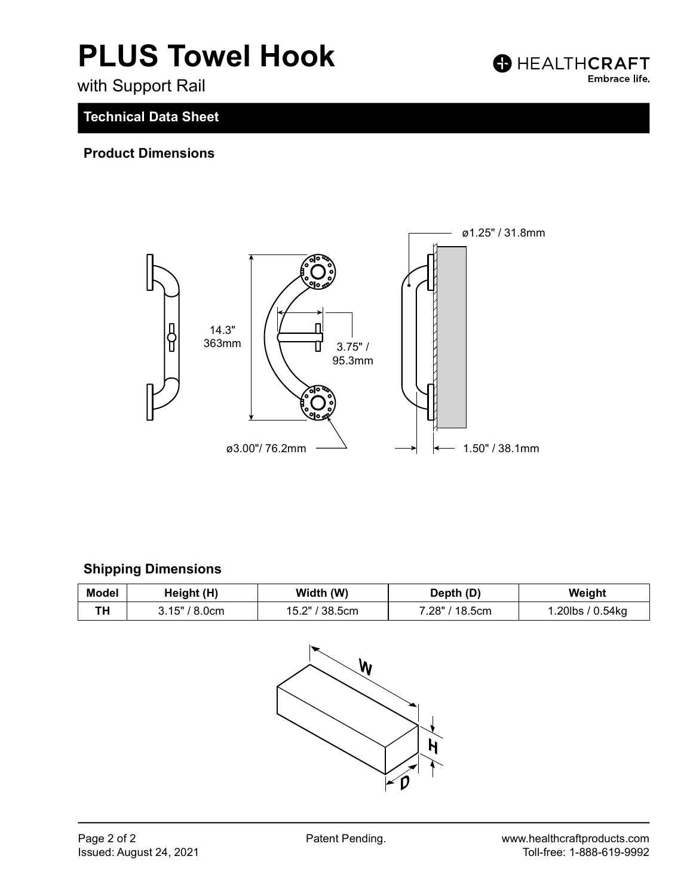# PLUS Towel Hook

with Support Rail

HEALTHCRAFT
Embrace life.

## Technical Data Sheet

### Product Dimensions

14.3"
363mm

3.75" /
95.3mm

ø1.25" / 31.8mm

ø3.00"/ 76.2mm

1.50" / 38.1mm

### Shipping Dimensions

| Model | Height (H) | Width (W) | Depth (D) | Weight |
|---|---|---|---|---|
| TH | 3.15" / 8.0cm | 15.2" / 38.5cm | 7.28" / 18.5cm | 1.20lbs / 0.54kg |

W

H

D

Issued: August 24, 2021

Patent Pending.

www.healthcraftproducts.com
Toll-free: 1-888-619-9992